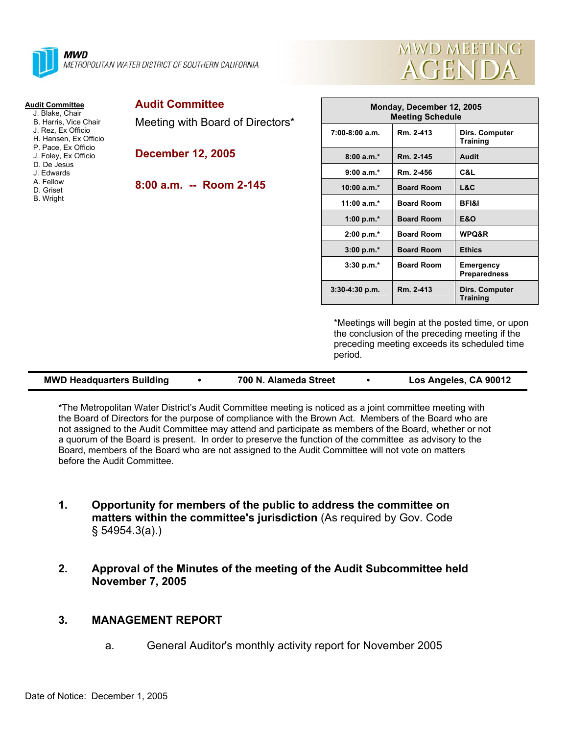**MWD**
METROPOLITAN WATER DISTRICT OF SOUTHERN CALIFORNIA

# MWD MEETING AGENDA

**Audit Committee**
J. Blake, Chair
B. Harris, Vice Chair
J. Rez, Ex Officio
H. Hansen, Ex Officio
P. Pace, Ex Officio
J. Foley, Ex Officio
D. De Jesus
J. Edwards
A. Fellow
D. Griset
B. Wright

## Audit Committee

Meeting with Board of Directors*

**December 12, 2005**

**8:00 a.m. -- Room 2-145**

| Monday, December 12, 2005 Meeting Schedule | | |
|---|---|---|
| 7:00-8:00 a.m. | Rm. 2-413 | Dirs. Computer Training |
| 8:00 a.m.* | Rm. 2-145 | Audit |
| 9:00 a.m.* | Rm. 2-456 | C&L |
| 10:00 a.m.* | Board Room | L&C |
| 11:00 a.m.* | Board Room | BFI&I |
| 1:00 p.m.* | Board Room | E&O |
| 2:00 p.m.* | Board Room | WPQ&R |
| 3:00 p.m.* | Board Room | Ethics |
| 3:30 p.m.* | Board Room | Emergency Preparedness |
| 3:30-4:30 p.m. | Rm. 2-413 | Dirs. Computer Training |

*Meetings will begin at the posted time, or upon the conclusion of the preceding meeting if the preceding meeting exceeds its scheduled time period.

**MWD Headquarters Building • 700 N. Alameda Street • Los Angeles, CA 90012**

***The Metropolitan Water District's Audit Committee meeting is noticed as a joint committee meeting with the Board of Directors for the purpose of compliance with the Brown Act. Members of the Board who are not assigned to the Audit Committee may attend and participate as members of the Board, whether or not a quorum of the Board is present. In order to preserve the function of the committee as advisory to the Board, members of the Board who are not assigned to the Audit Committee will not vote on matters before the Audit Committee.

1. **Opportunity for members of the public to address the committee on matters within the committee's jurisdiction** (As required by Gov. Code § 54954.3(a).)

2. **Approval of the Minutes of the meeting of the Audit Subcommittee held November 7, 2005**

3. **MANAGEMENT REPORT**

   a. General Auditor's monthly activity report for November 2005

Date of Notice: December 1, 2005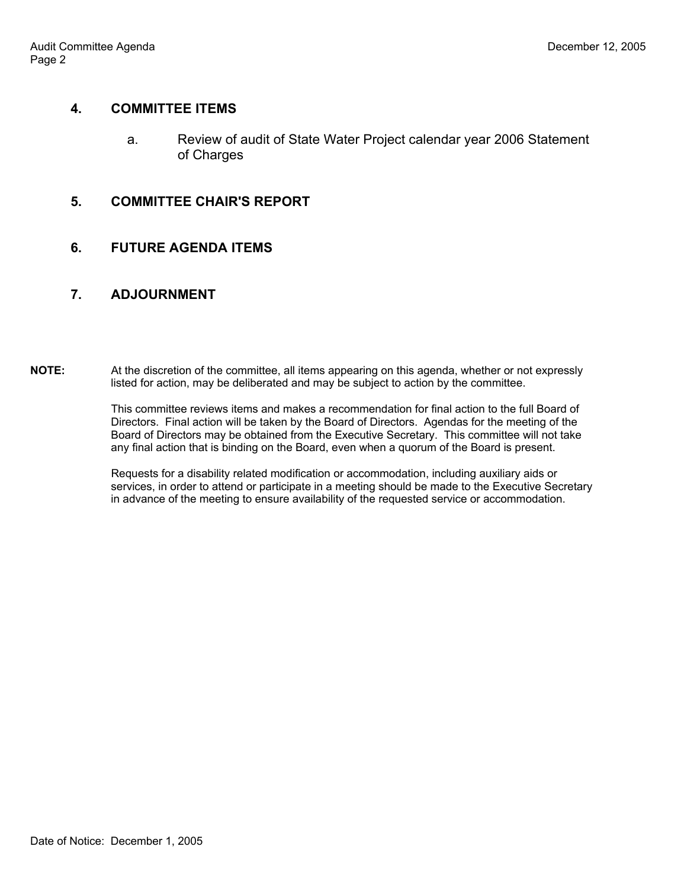## 4. COMMITTEE ITEMS

a. Review of audit of State Water Project calendar year 2006 Statement of Charges

## 5. COMMITTEE CHAIR'S REPORT

## 6. FUTURE AGENDA ITEMS

## 7. ADJOURNMENT

**NOTE:** At the discretion of the committee, all items appearing on this agenda, whether or not expressly listed for action, may be deliberated and may be subject to action by the committee.

This committee reviews items and makes a recommendation for final action to the full Board of Directors. Final action will be taken by the Board of Directors. Agendas for the meeting of the Board of Directors may be obtained from the Executive Secretary. This committee will not take any final action that is binding on the Board, even when a quorum of the Board is present.

Requests for a disability related modification or accommodation, including auxiliary aids or services, in order to attend or participate in a meeting should be made to the Executive Secretary in advance of the meeting to ensure availability of the requested service or accommodation.

Date of Notice: December 1, 2005